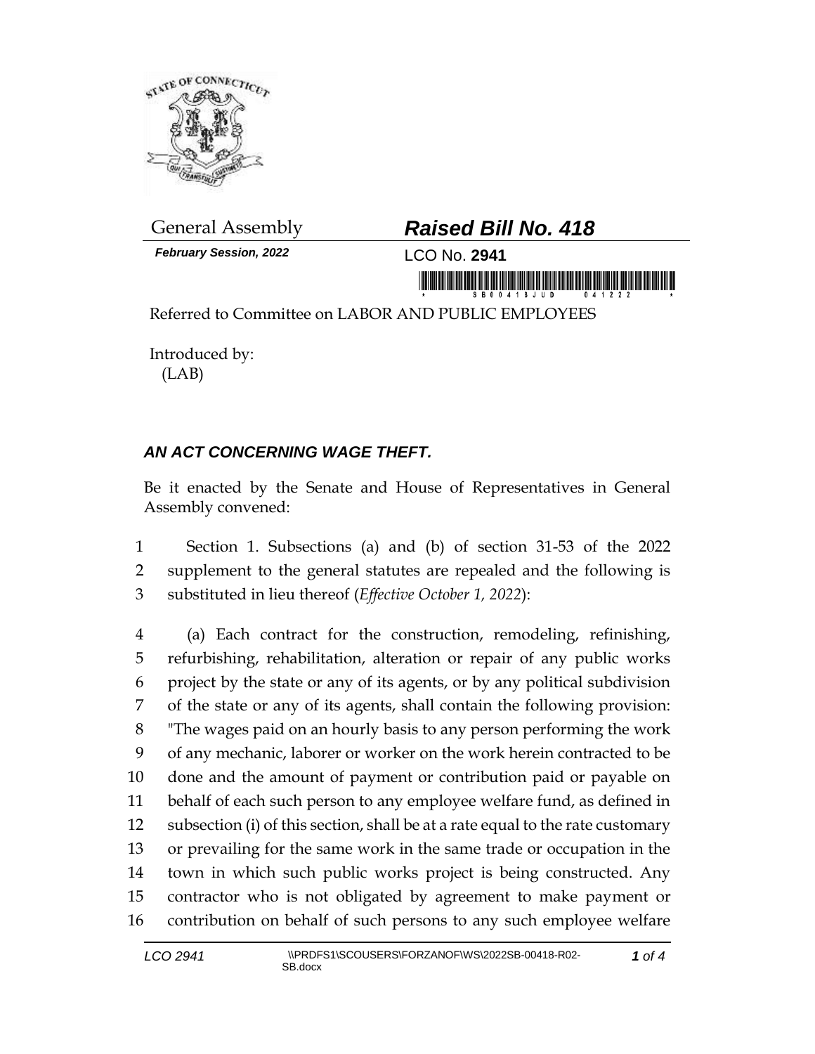General Assembly

***Raised Bill No. 418***

***February Session, 2022***

LCO No. **2941**

Referred to Committee on LABOR AND PUBLIC EMPLOYEES

Introduced by:
(LAB)

## *AN ACT CONCERNING WAGE THEFT.*

Be it enacted by the Senate and House of Representatives in General Assembly convened:

1 Section 1. Subsections (a) and (b) of section 31-53 of the 2022
2 supplement to the general statutes are repealed and the following is
3 substituted in lieu thereof (*Effective October 1, 2022*):

4 (a) Each contract for the construction, remodeling, refinishing,
5 refurbishing, rehabilitation, alteration or repair of any public works
6 project by the state or any of its agents, or by any political subdivision
7 of the state or any of its agents, shall contain the following provision:
8 "The wages paid on an hourly basis to any person performing the work
9 of any mechanic, laborer or worker on the work herein contracted to be
10 done and the amount of payment or contribution paid or payable on
11 behalf of each such person to any employee welfare fund, as defined in
12 subsection (i) of this section, shall be at a rate equal to the rate customary
13 or prevailing for the same work in the same trade or occupation in the
14 town in which such public works project is being constructed. Any
15 contractor who is not obligated by agreement to make payment or
16 contribution on behalf of such persons to any such employee welfare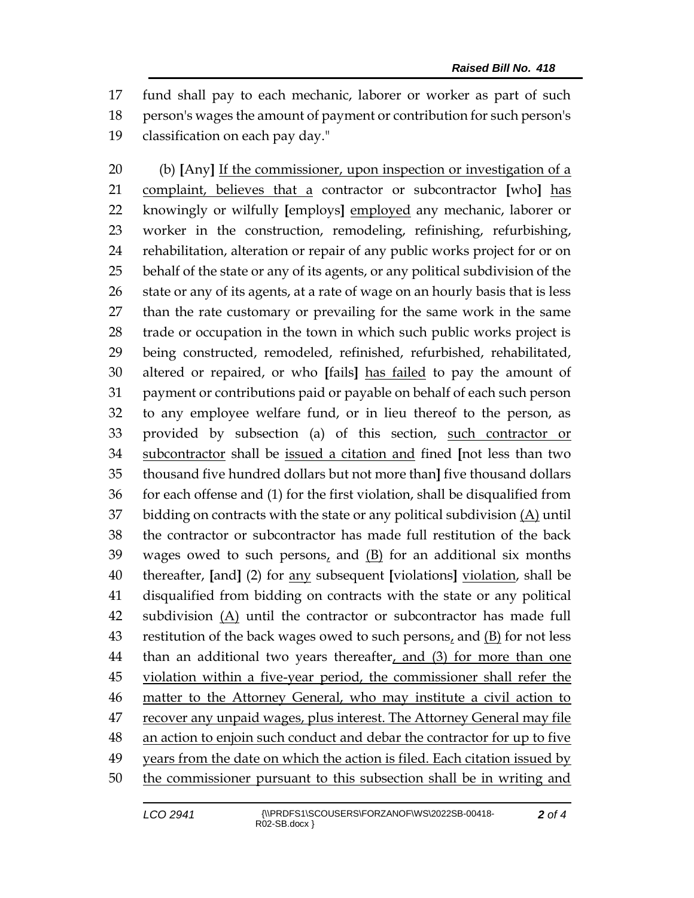fund shall pay to each mechanic, laborer or worker as part of such person's wages the amount of payment or contribution for such person's classification on each pay day."

(b) **[**Any**]** If the commissioner, upon inspection or investigation of a complaint, believes that a contractor or subcontractor **[**who**]** has knowingly or wilfully **[**employs**]** employed any mechanic, laborer or worker in the construction, remodeling, refinishing, refurbishing, rehabilitation, alteration or repair of any public works project for or on behalf of the state or any of its agents, or any political subdivision of the state or any of its agents, at a rate of wage on an hourly basis that is less than the rate customary or prevailing for the same work in the same trade or occupation in the town in which such public works project is being constructed, remodeled, refinished, refurbished, rehabilitated, altered or repaired, or who **[**fails**]** has failed to pay the amount of payment or contributions paid or payable on behalf of each such person to any employee welfare fund, or in lieu thereof to the person, as provided by subsection (a) of this section, such contractor or subcontractor shall be issued a citation and fined **[**not less than two thousand five hundred dollars but not more than**]** five thousand dollars for each offense and (1) for the first violation, shall be disqualified from bidding on contracts with the state or any political subdivision (A) until the contractor or subcontractor has made full restitution of the back wages owed to such persons, and (B) for an additional six months thereafter, **[**and**]** (2) for any subsequent **[**violations**]** violation, shall be disqualified from bidding on contracts with the state or any political subdivision (A) until the contractor or subcontractor has made full restitution of the back wages owed to such persons, and (B) for not less than an additional two years thereafter, and (3) for more than one violation within a five-year period, the commissioner shall refer the matter to the Attorney General, who may institute a civil action to recover any unpaid wages, plus interest. The Attorney General may file an action to enjoin such conduct and debar the contractor for up to five years from the date on which the action is filed. Each citation issued by the commissioner pursuant to this subsection shall be in writing and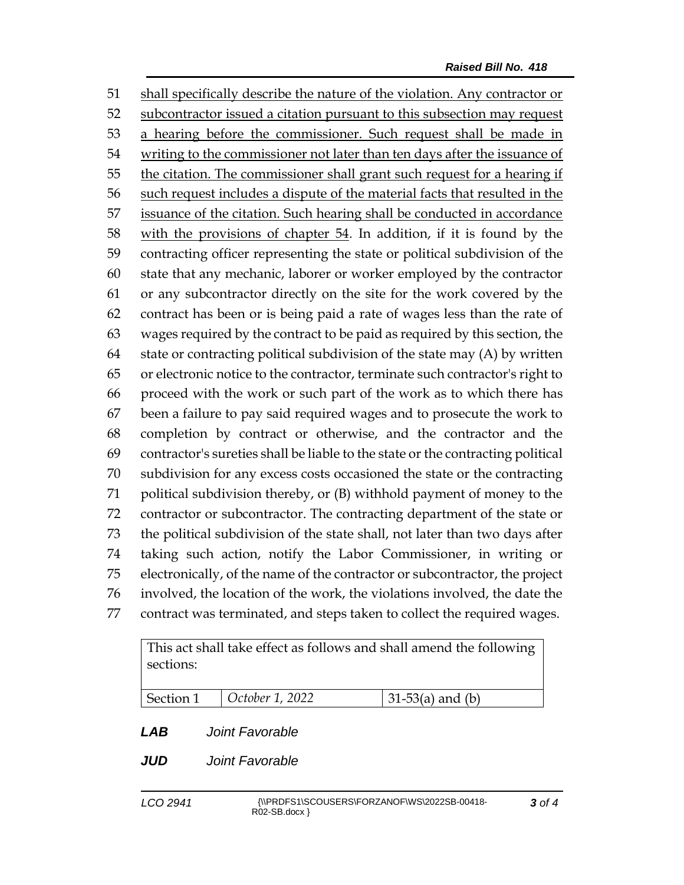51 shall specifically describe the nature of the violation. Any contractor or
52 subcontractor issued a citation pursuant to this subsection may request
53 a hearing before the commissioner. Such request shall be made in
54 writing to the commissioner not later than ten days after the issuance of
55 the citation. The commissioner shall grant such request for a hearing if
56 such request includes a dispute of the material facts that resulted in the
57 issuance of the citation. Such hearing shall be conducted in accordance
58 with the provisions of chapter 54. In addition, if it is found by the
59 contracting officer representing the state or political subdivision of the
60 state that any mechanic, laborer or worker employed by the contractor
61 or any subcontractor directly on the site for the work covered by the
62 contract has been or is being paid a rate of wages less than the rate of
63 wages required by the contract to be paid as required by this section, the
64 state or contracting political subdivision of the state may (A) by written
65 or electronic notice to the contractor, terminate such contractor's right to
66 proceed with the work or such part of the work as to which there has
67 been a failure to pay said required wages and to prosecute the work to
68 completion by contract or otherwise, and the contractor and the
69 contractor's sureties shall be liable to the state or the contracting political
70 subdivision for any excess costs occasioned the state or the contracting
71 political subdivision thereby, or (B) withhold payment of money to the
72 contractor or subcontractor. The contracting department of the state or
73 the political subdivision of the state shall, not later than two days after
74 taking such action, notify the Labor Commissioner, in writing or
75 electronically, of the name of the contractor or subcontractor, the project
76 involved, the location of the work, the violations involved, the date the
77 contract was terminated, and steps taken to collect the required wages.

| This act shall take effect as follows and shall amend the following sections: | | |
|---|---|---|
| Section 1 | *October 1, 2022* | 31-53(a) and (b) |

***LAB*** *Joint Favorable*

***JUD*** *Joint Favorable*